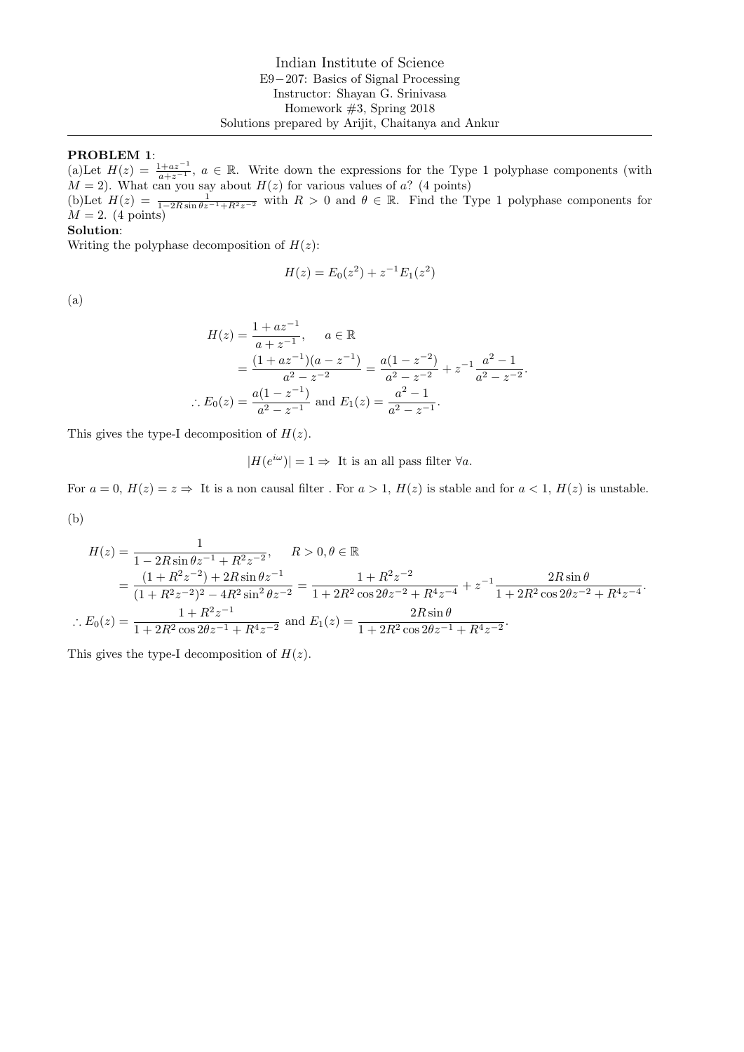Indian Institute of Science
E9−207: Basics of Signal Processing
Instructor: Shayan G. Srinivasa
Homework #3, Spring 2018
Solutions prepared by Arijit, Chaitanya and Ankur

---

**PROBLEM 1**:

(a)Let $H(z) = \frac{1+az^{-1}}{a+z^{-1}}$, $a \in \mathbb{R}$. Write down the expressions for the Type 1 polyphase components (with $M = 2$). What can you say about $H(z)$ for various values of $a$? (4 points)

(b)Let $H(z) = \frac{1}{1-2R\sin\theta z^{-1}+R^2z^{-2}}$ with $R > 0$ and $\theta \in \mathbb{R}$. Find the Type 1 polyphase components for $M = 2$. (4 points)

**Solution**:

Writing the polyphase decomposition of $H(z)$:

$$H(z) = E_0(z^2) + z^{-1}E_1(z^2)$$

(a)

$$\begin{aligned}
H(z) &= \frac{1+az^{-1}}{a+z^{-1}}, \quad a \in \mathbb{R} \\
&= \frac{(1+az^{-1})(a-z^{-1})}{a^2-z^{-2}} = \frac{a(1-z^{-2})}{a^2-z^{-2}} + z^{-1}\frac{a^2-1}{a^2-z^{-2}}. \\
\therefore E_0(z) &= \frac{a(1-z^{-1})}{a^2-z^{-1}} \text{ and } E_1(z) = \frac{a^2-1}{a^2-z^{-1}}.
\end{aligned}$$

This gives the type-I decomposition of $H(z)$.

$$|H(e^{i\omega})| = 1 \Rightarrow \text{ It is an all pass filter } \forall a.$$

For $a = 0$, $H(z) = z \Rightarrow$ It is a non causal filter . For $a > 1$, $H(z)$ is stable and for $a < 1$, $H(z)$ is unstable.

(b)

$$\begin{aligned}
H(z) &= \frac{1}{1-2R\sin\theta z^{-1}+R^2z^{-2}}, \quad R > 0, \theta \in \mathbb{R} \\
&= \frac{(1+R^2z^{-2})+2R\sin\theta z^{-1}}{(1+R^2z^{-2})^2-4R^2\sin^2\theta z^{-2}} = \frac{1+R^2z^{-2}}{1+2R^2\cos 2\theta z^{-2}+R^4z^{-4}} + z^{-1}\frac{2R\sin\theta}{1+2R^2\cos 2\theta z^{-2}+R^4z^{-4}}. \\
\therefore E_0(z) &= \frac{1+R^2z^{-1}}{1+2R^2\cos 2\theta z^{-1}+R^4z^{-2}} \text{ and } E_1(z) = \frac{2R\sin\theta}{1+2R^2\cos 2\theta z^{-1}+R^4z^{-2}}.
\end{aligned}$$

This gives the type-I decomposition of $H(z)$.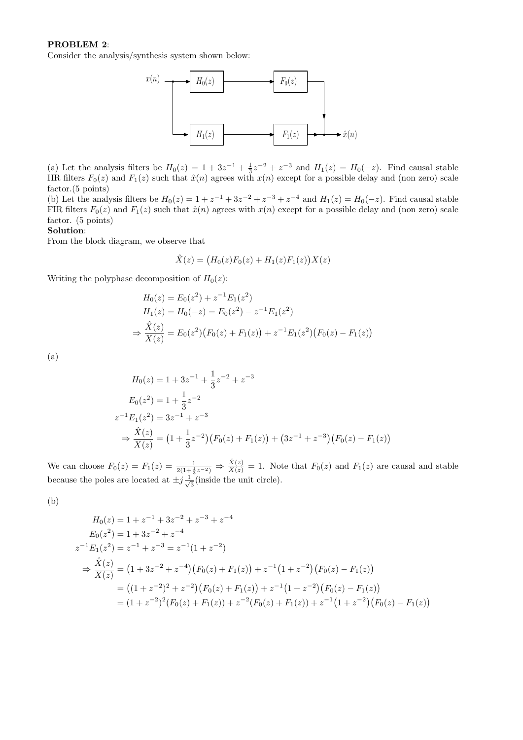**PROBLEM 2**:

Consider the analysis/synthesis system shown below:

(a) Let the analysis filters be $H_0(z) = 1 + 3z^{-1} + \frac{1}{3}z^{-2} + z^{-3}$ and $H_1(z) = H_0(-z)$. Find causal stable IIR filters $F_0(z)$ and $F_1(z)$ such that $\hat{x}(n)$ agrees with $x(n)$ except for a possible delay and (non zero) scale factor.(5 points)

(b) Let the analysis filters be $H_0(z) = 1 + z^{-1} + 3z^{-2} + z^{-3} + z^{-4}$ and $H_1(z) = H_0(-z)$. Find causal stable FIR filters $F_0(z)$ and $F_1(z)$ such that $\hat{x}(n)$ agrees with $x(n)$ except for a possible delay and (non zero) scale factor. (5 points)

**Solution**:

From the block diagram, we observe that

$$\hat{X}(z) = \big(H_0(z)F_0(z) + H_1(z)F_1(z)\big)X(z)$$

Writing the polyphase decomposition of $H_0(z)$:

$$\begin{aligned}
H_0(z) &= E_0(z^2) + z^{-1}E_1(z^2) \\
H_1(z) &= H_0(-z) = E_0(z^2) - z^{-1}E_1(z^2) \\
\Rightarrow \frac{\hat{X}(z)}{X(z)} &= E_0(z^2)\big(F_0(z) + F_1(z)\big) + z^{-1}E_1(z^2)\big(F_0(z) - F_1(z)\big)
\end{aligned}$$

(a)

$$\begin{aligned}
H_0(z) &= 1 + 3z^{-1} + \frac{1}{3}z^{-2} + z^{-3} \\
E_0(z^2) &= 1 + \frac{1}{3}z^{-2} \\
z^{-1}E_1(z^2) &= 3z^{-1} + z^{-3} \\
\Rightarrow \frac{\hat{X}(z)}{X(z)} &= \big(1 + \frac{1}{3}z^{-2}\big)\big(F_0(z) + F_1(z)\big) + \big(3z^{-1} + z^{-3}\big)\big(F_0(z) - F_1(z)\big)
\end{aligned}$$

We can choose $F_0(z) = F_1(z) = \frac{1}{2(1+\frac{1}{3}z^{-2})} \Rightarrow \frac{\hat{X}(z)}{X(z)} = 1$. Note that $F_0(z)$ and $F_1(z)$ are causal and stable because the poles are located at $\pm j\frac{1}{\sqrt{3}}$(inside the unit circle).

(b)

$$\begin{aligned}
H_0(z) &= 1 + z^{-1} + 3z^{-2} + z^{-3} + z^{-4} \\
E_0(z^2) &= 1 + 3z^{-2} + z^{-4} \\
z^{-1}E_1(z^2) &= z^{-1} + z^{-3} = z^{-1}(1 + z^{-2}) \\
\Rightarrow \frac{\hat{X}(z)}{X(z)} &= \big(1 + 3z^{-2} + z^{-4}\big)\big(F_0(z) + F_1(z)\big) + z^{-1}\big(1 + z^{-2}\big)\big(F_0(z) - F_1(z)\big) \\
&= \big((1 + z^{-2})^2 + z^{-2}\big)\big(F_0(z) + F_1(z)\big) + z^{-1}\big(1 + z^{-2}\big)\big(F_0(z) - F_1(z)\big) \\
&= (1 + z^{-2})^2(F_0(z) + F_1(z)) + z^{-2}(F_0(z) + F_1(z)) + z^{-1}\big(1 + z^{-2}\big)\big(F_0(z) - F_1(z)\big)
\end{aligned}$$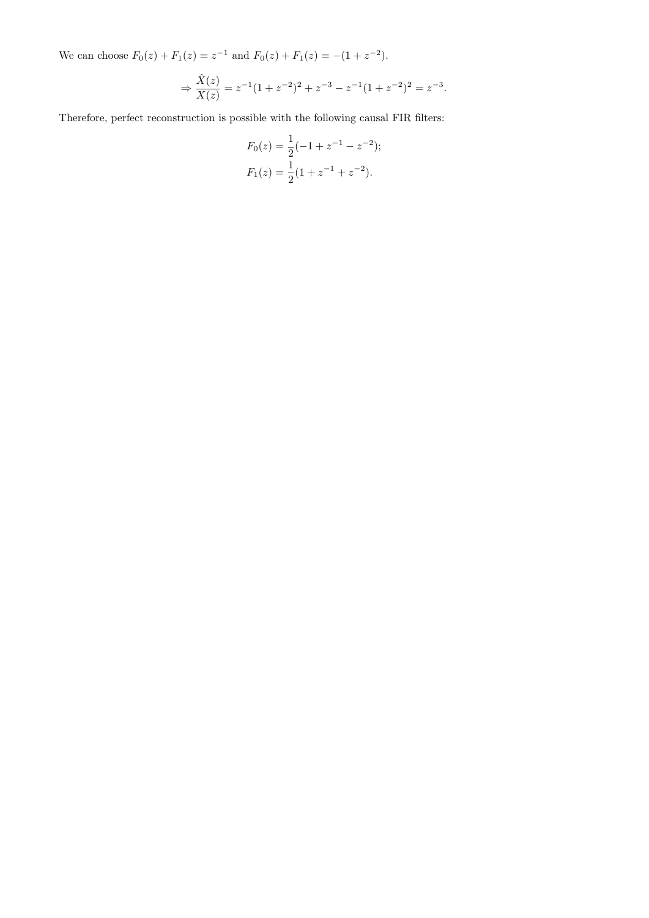We can choose $F_0(z) + F_1(z) = z^{-1}$ and $F_0(z) + F_1(z) = -(1 + z^{-2})$.

$$\Rightarrow \frac{\hat{X}(z)}{X(z)} = z^{-1}(1 + z^{-2})^2 + z^{-3} - z^{-1}(1 + z^{-2})^2 = z^{-3}.$$

Therefore, perfect reconstruction is possible with the following causal FIR filters:

$$F_0(z) = \frac{1}{2}(-1 + z^{-1} - z^{-2});$$
$$F_1(z) = \frac{1}{2}(1 + z^{-1} + z^{-2}).$$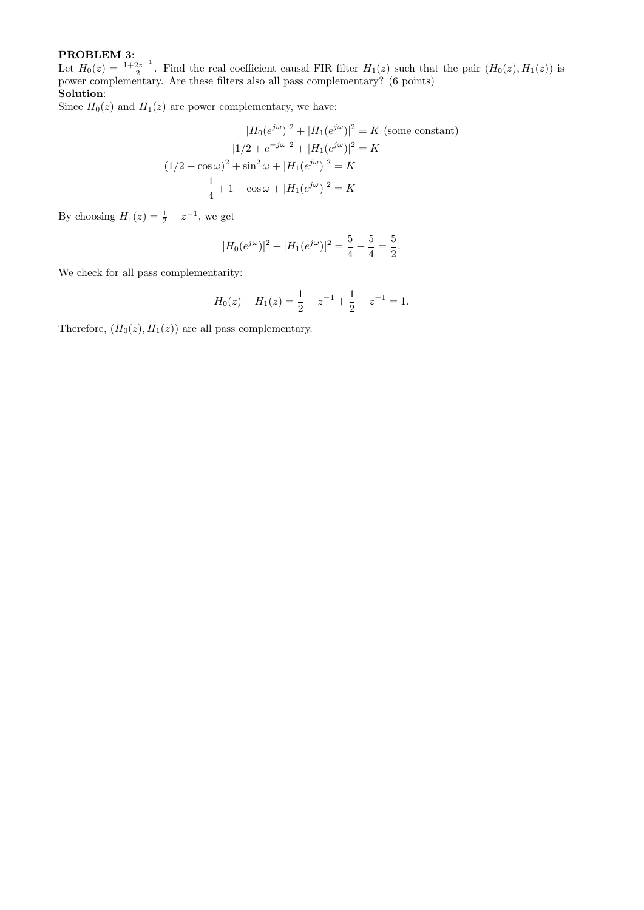**PROBLEM 3**:
Let $H_0(z) = \frac{1+2z^{-1}}{2}$. Find the real coefficient causal FIR filter $H_1(z)$ such that the pair $(H_0(z), H_1(z))$ is power complementary. Are these filters also all pass complementary? (6 points)

**Solution**:

Since $H_0(z)$ and $H_1(z)$ are power complementary, we have:

$$
\begin{aligned}
|H_0(e^{j\omega})|^2 + |H_1(e^{j\omega})|^2 &= K \text{ (some constant)} \\
|1/2 + e^{-j\omega}|^2 + |H_1(e^{j\omega})|^2 &= K \\
(1/2 + \cos\omega)^2 + \sin^2\omega + |H_1(e^{j\omega})|^2 &= K \\
\frac{1}{4} + 1 + \cos\omega + |H_1(e^{j\omega})|^2 &= K
\end{aligned}
$$

By choosing $H_1(z) = \frac{1}{2} - z^{-1}$, we get

$$
|H_0(e^{j\omega})|^2 + |H_1(e^{j\omega})|^2 = \frac{5}{4} + \frac{5}{4} = \frac{5}{2}.
$$

We check for all pass complementarity:

$$
H_0(z) + H_1(z) = \frac{1}{2} + z^{-1} + \frac{1}{2} - z^{-1} = 1.
$$

Therefore, $(H_0(z), H_1(z))$ are all pass complementary.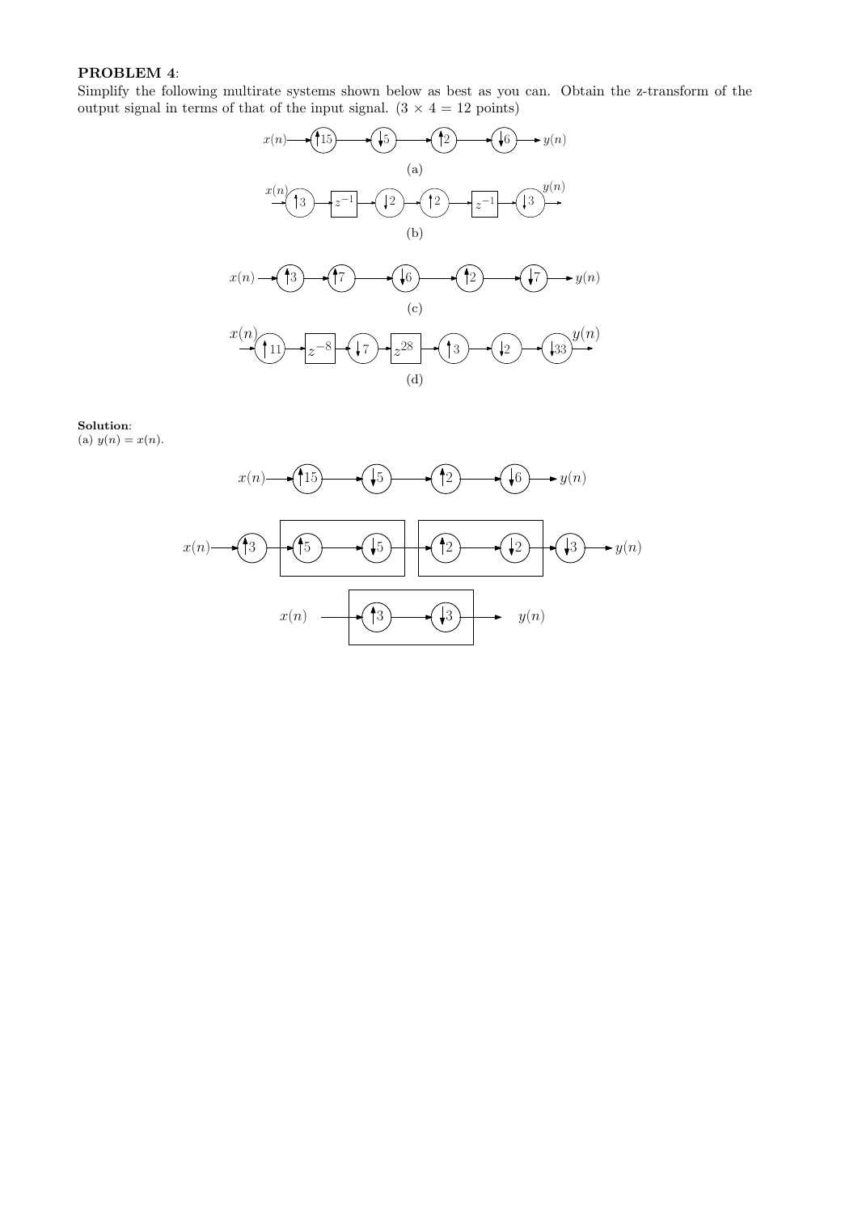**PROBLEM 4**:
Simplify the following multirate systems shown below as best as you can. Obtain the z-transform of the output signal in terms of that of the input signal. ($3 \times 4 = 12$ points)

$x(n) \rightarrow \uparrow 15 \rightarrow \downarrow 5 \rightarrow \uparrow 2 \rightarrow \downarrow 6 \rightarrow y(n)$

(a)

$x(n) \rightarrow \uparrow 3 \rightarrow z^{-1} \rightarrow \downarrow 2 \rightarrow \uparrow 2 \rightarrow z^{-1} \rightarrow \downarrow 3 \rightarrow y(n)$

(b)

$x(n) \rightarrow \uparrow 3 \rightarrow \uparrow 7 \rightarrow \downarrow 6 \rightarrow \uparrow 2 \rightarrow \downarrow 7 \rightarrow y(n)$

(c)

$x(n) \rightarrow \uparrow 11 \rightarrow z^{-8} \rightarrow \downarrow 7 \rightarrow z^{28} \rightarrow \uparrow 3 \rightarrow \downarrow 2 \rightarrow \downarrow 33 \rightarrow y(n)$

(d)

**Solution**:
(a) $y(n) = x(n)$.

$x(n) \rightarrow \uparrow 15 \rightarrow \downarrow 5 \rightarrow \uparrow 2 \rightarrow \downarrow 6 \rightarrow y(n)$

$x(n) \rightarrow \uparrow 3 \rightarrow [\uparrow 5 \rightarrow \downarrow 5] \rightarrow [\uparrow 2 \rightarrow \downarrow 2] \rightarrow \downarrow 3 \rightarrow y(n)$

$x(n) \rightarrow [\uparrow 3 \rightarrow \downarrow 3] \rightarrow y(n)$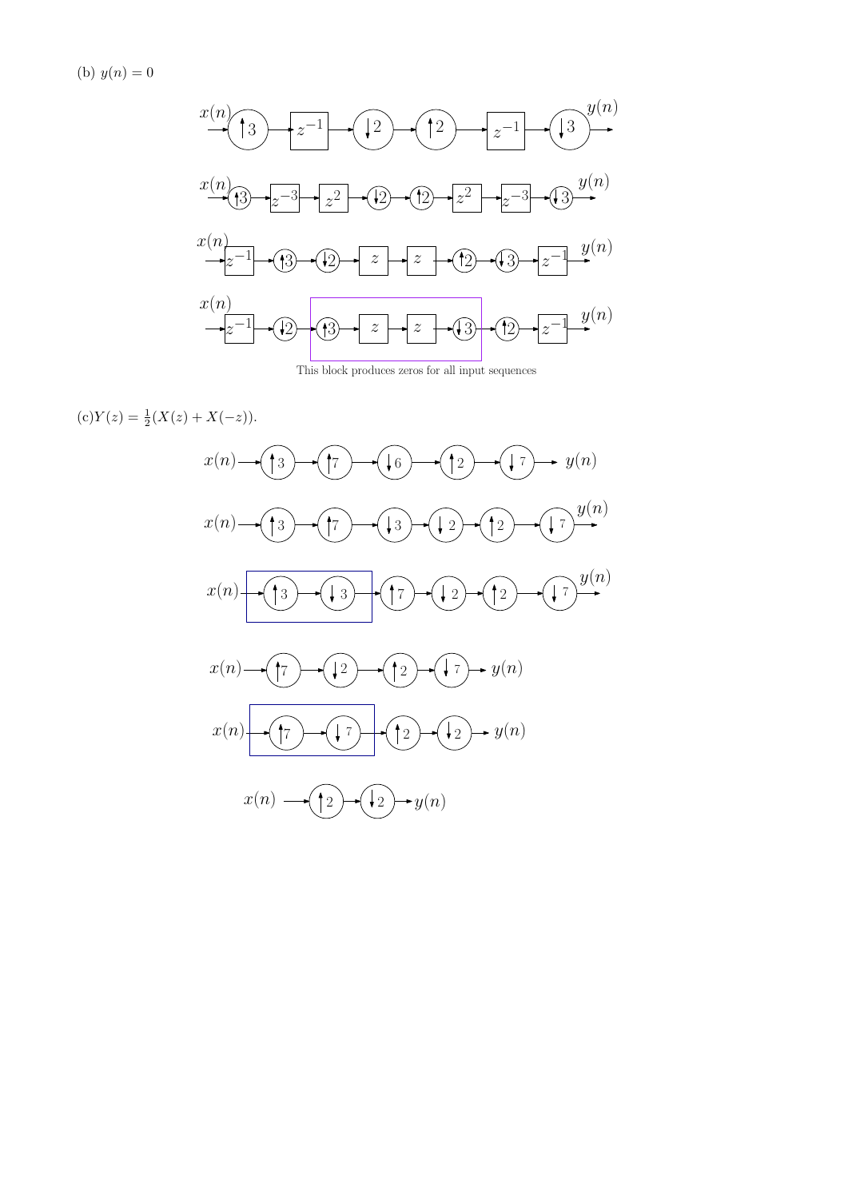(b) $y(n) = 0$

This block produces zeros for all input sequences

(c)$Y(z) = \frac{1}{2}(X(z) + X(-z))$.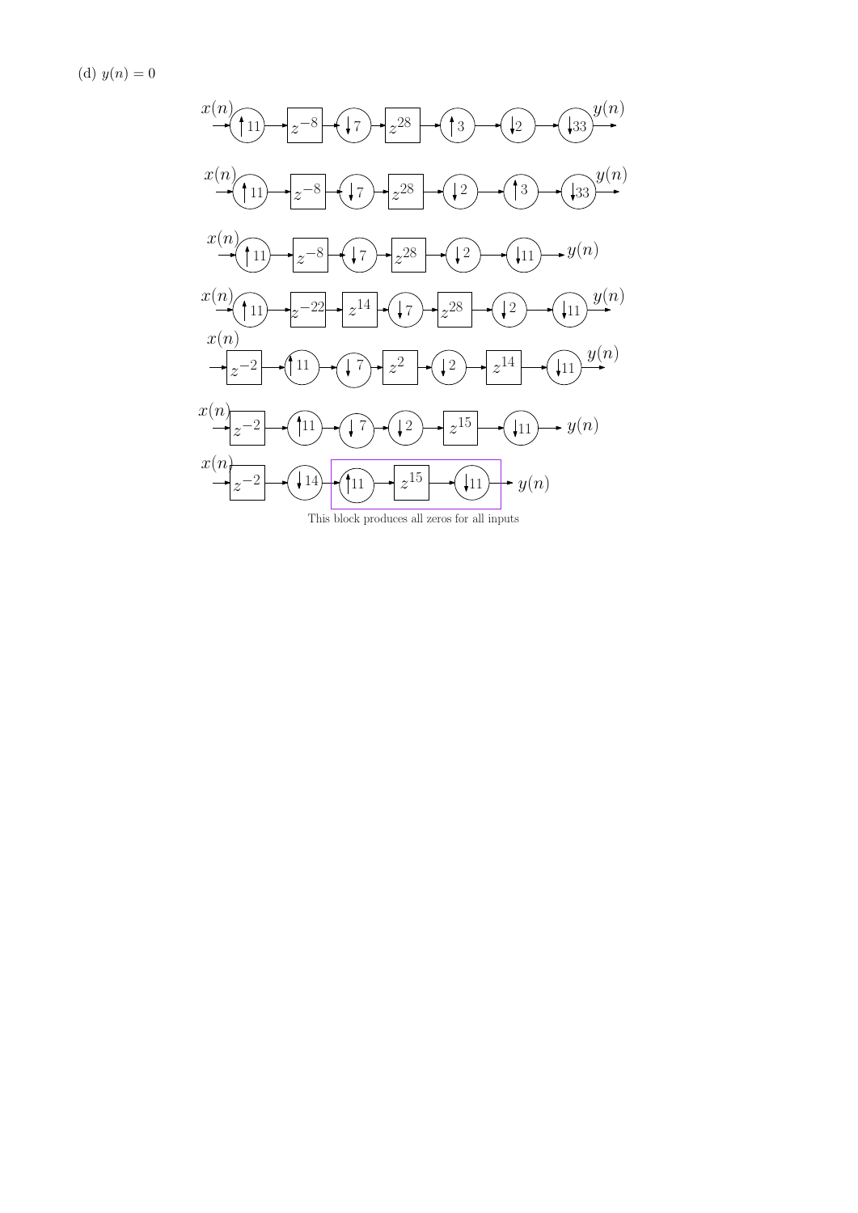(d) $y(n) = 0$

$x(n) \rightarrow \uparrow 11 \rightarrow z^{-8} \rightarrow \downarrow 7 \rightarrow z^{28} \rightarrow \uparrow 3 \rightarrow \downarrow 2 \rightarrow \downarrow 33 \rightarrow y(n)$

$x(n) \rightarrow \uparrow 11 \rightarrow z^{-8} \rightarrow \downarrow 7 \rightarrow z^{28} \rightarrow \downarrow 2 \rightarrow \uparrow 3 \rightarrow \downarrow 33 \rightarrow y(n)$

$x(n) \rightarrow \uparrow 11 \rightarrow z^{-8} \rightarrow \downarrow 7 \rightarrow z^{28} \rightarrow \downarrow 2 \rightarrow \downarrow 11 \rightarrow y(n)$

$x(n) \rightarrow \uparrow 11 \rightarrow z^{-22} \rightarrow z^{14} \rightarrow \downarrow 7 \rightarrow z^{28} \rightarrow \downarrow 2 \rightarrow \downarrow 11 \rightarrow y(n)$

$x(n) \rightarrow z^{-2} \rightarrow \uparrow 11 \rightarrow \downarrow 7 \rightarrow z^{2} \rightarrow \downarrow 2 \rightarrow z^{14} \rightarrow \downarrow 11 \rightarrow y(n)$

$x(n) \rightarrow z^{-2} \rightarrow \uparrow 11 \rightarrow \downarrow 7 \rightarrow \downarrow 2 \rightarrow z^{15} \rightarrow \downarrow 11 \rightarrow y(n)$

$x(n) \rightarrow z^{-2} \rightarrow \downarrow 14 \rightarrow [\uparrow 11 \rightarrow z^{15} \rightarrow \downarrow 11] \rightarrow y(n)$

This block produces all zeros for all inputs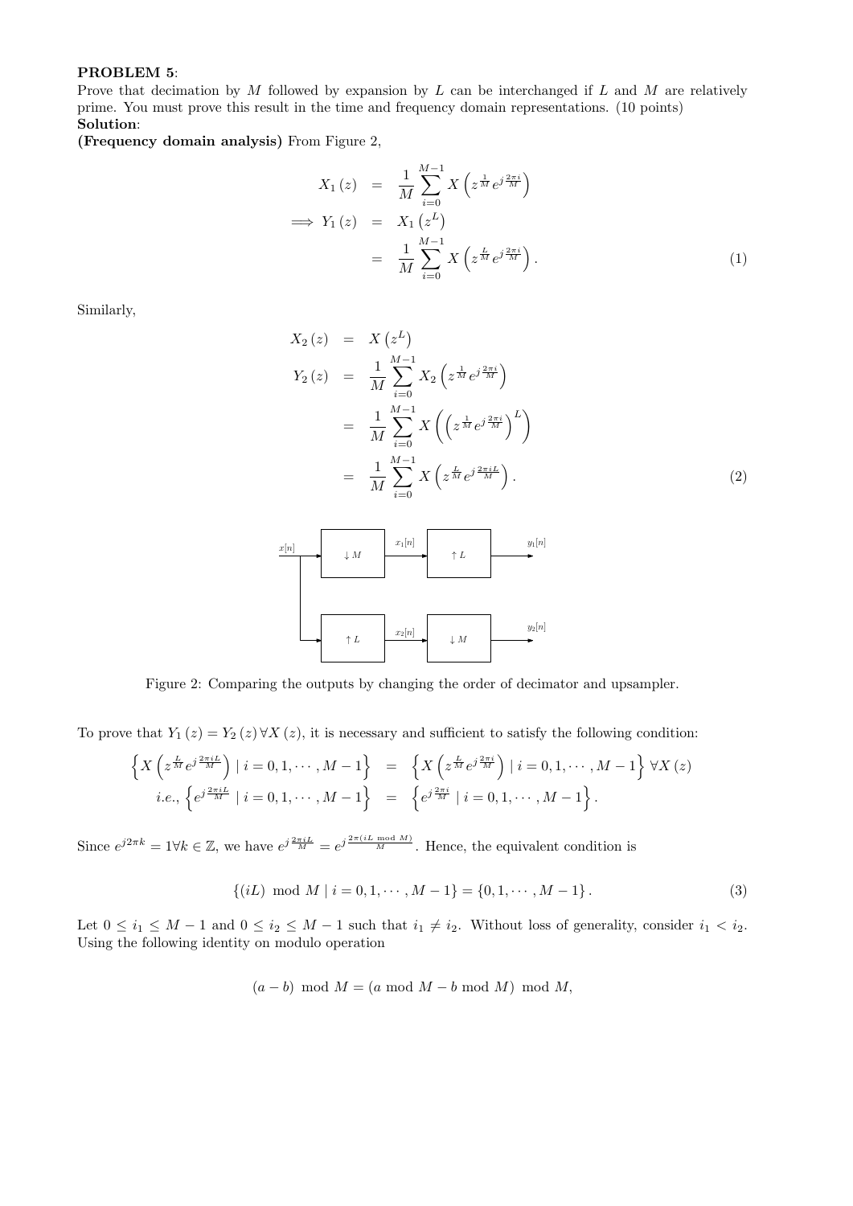**PROBLEM 5**:
Prove that decimation by $M$ followed by expansion by $L$ can be interchanged if $L$ and $M$ are relatively prime. You must prove this result in the time and frequency domain representations. (10 points)
**Solution**:
**(Frequency domain analysis)** From Figure 2,

$$
\begin{aligned}
X_1(z) &= \frac{1}{M}\sum_{i=0}^{M-1} X\left(z^{\frac{1}{M}} e^{j\frac{2\pi i}{M}}\right) \\
\implies Y_1(z) &= X_1\left(z^L\right) \\
&= \frac{1}{M}\sum_{i=0}^{M-1} X\left(z^{\frac{L}{M}} e^{j\frac{2\pi i}{M}}\right). \qquad (1)
\end{aligned}
$$

Similarly,

$$
\begin{aligned}
X_2(z) &= X\left(z^L\right) \\
Y_2(z) &= \frac{1}{M}\sum_{i=0}^{M-1} X_2\left(z^{\frac{1}{M}} e^{j\frac{2\pi i}{M}}\right) \\
&= \frac{1}{M}\sum_{i=0}^{M-1} X\left(\left(z^{\frac{1}{M}} e^{j\frac{2\pi i}{M}}\right)^L\right) \\
&= \frac{1}{M}\sum_{i=0}^{M-1} X\left(z^{\frac{L}{M}} e^{j\frac{2\pi iL}{M}}\right). \qquad (2)
\end{aligned}
$$

Figure 2: Comparing the outputs by changing the order of decimator and upsampler.

To prove that $Y_1(z) = Y_2(z)\,\forall X(z)$, it is necessary and sufficient to satisfy the following condition:

$$
\begin{aligned}
\left\{X\left(z^{\frac{L}{M}} e^{j\frac{2\pi iL}{M}}\right) \mid i = 0,1,\cdots,M-1\right\} &= \left\{X\left(z^{\frac{L}{M}} e^{j\frac{2\pi i}{M}}\right) \mid i = 0,1,\cdots,M-1\right\}\ \forall X(z) \\
i.e., \left\{e^{j\frac{2\pi iL}{M}} \mid i = 0,1,\cdots,M-1\right\} &= \left\{e^{j\frac{2\pi i}{M}} \mid i = 0,1,\cdots,M-1\right\}.
\end{aligned}
$$

Since $e^{j2\pi k} = 1\,\forall k \in \mathbb{Z}$, we have $e^{j\frac{2\pi iL}{M}} = e^{j\frac{2\pi(iL \bmod M)}{M}}$. Hence, the equivalent condition is

$$
\{(iL) \bmod M \mid i = 0,1,\cdots,M-1\} = \{0,1,\cdots,M-1\}. \qquad (3)
$$

Let $0 \le i_1 \le M-1$ and $0 \le i_2 \le M-1$ such that $i_1 \ne i_2$. Without loss of generality, consider $i_1 < i_2$. Using the following identity on modulo operation

$$
(a-b) \bmod M = (a \bmod M - b \bmod M) \bmod M,
$$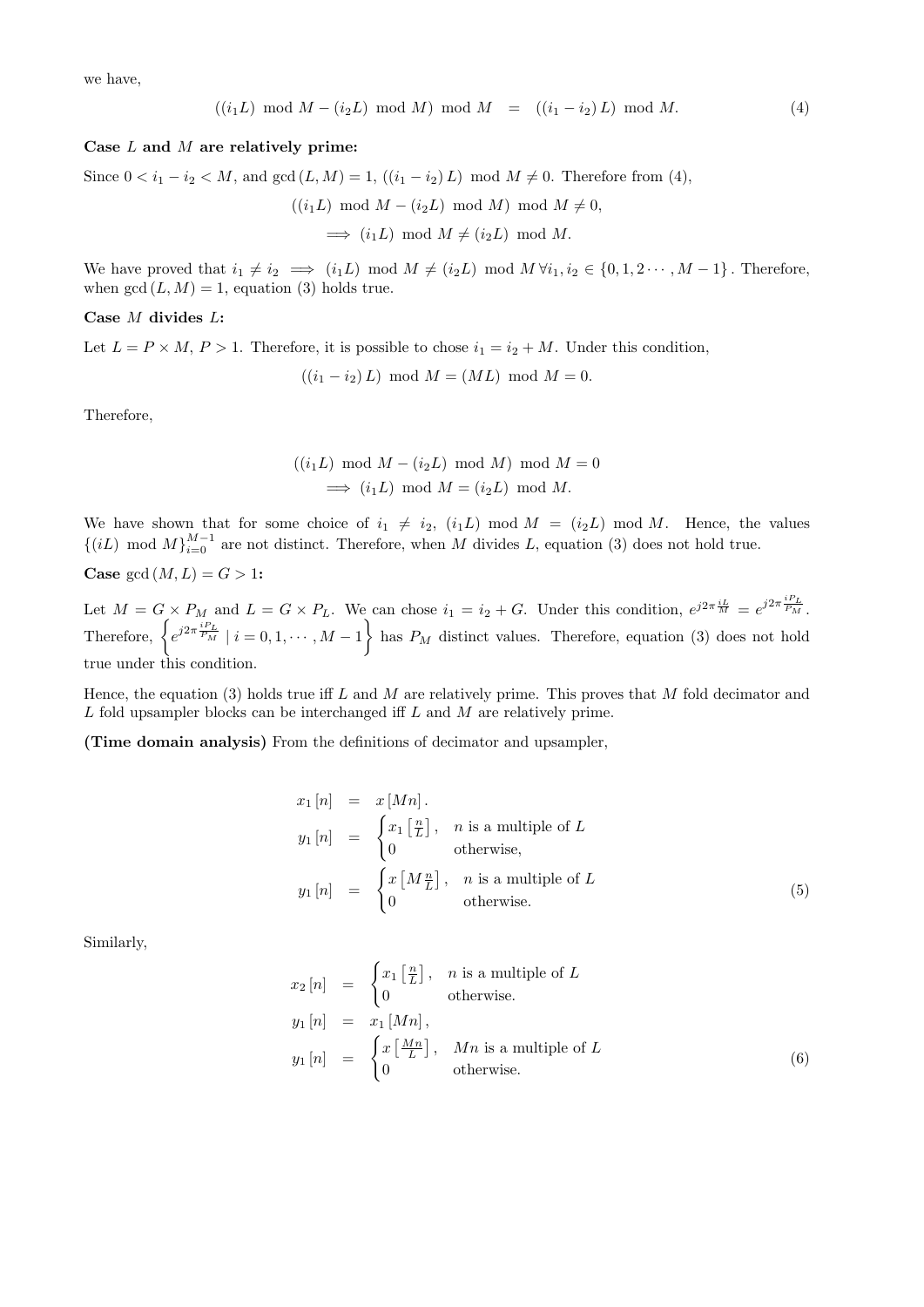we have,

$$((i_1 L) \bmod M - (i_2 L) \bmod M) \bmod M \;=\; ((i_1 - i_2) L) \bmod M. \tag{4}$$

**Case $L$ and $M$ are relatively prime:**

Since $0 < i_1 - i_2 < M$, and $\gcd(L, M) = 1$, $((i_1 - i_2) L) \bmod M \neq 0$. Therefore from (4),

$$((i_1 L) \bmod M - (i_2 L) \bmod M) \bmod M \neq 0,$$
$$\implies (i_1 L) \bmod M \neq (i_2 L) \bmod M.$$

We have proved that $i_1 \neq i_2 \implies (i_1 L) \bmod M \neq (i_2 L) \bmod M \; \forall i_1, i_2 \in \{0, 1, 2 \cdots, M-1\}$. Therefore, when $\gcd(L, M) = 1$, equation (3) holds true.

**Case $M$ divides $L$:**

Let $L = P \times M$, $P > 1$. Therefore, it is possible to chose $i_1 = i_2 + M$. Under this condition,

$$((i_1 - i_2) L) \bmod M = (ML) \bmod M = 0.$$

Therefore,

$$((i_1 L) \bmod M - (i_2 L) \bmod M) \bmod M = 0$$
$$\implies (i_1 L) \bmod M = (i_2 L) \bmod M.$$

We have shown that for some choice of $i_1 \neq i_2$, $(i_1 L) \bmod M = (i_2 L) \bmod M$. Hence, the values $\{(iL) \bmod M\}_{i=0}^{M-1}$ are not distinct. Therefore, when $M$ divides $L$, equation (3) does not hold true.

**Case $\gcd(M, L) = G > 1$:**

Let $M = G \times P_M$ and $L = G \times P_L$. We can chose $i_1 = i_2 + G$. Under this condition, $e^{j2\pi \frac{iL}{M}} = e^{j2\pi \frac{iP_L}{P_M}}$. Therefore, $\left\{ e^{j2\pi \frac{iP_L}{P_M}} \mid i = 0, 1, \cdots, M-1 \right\}$ has $P_M$ distinct values. Therefore, equation (3) does not hold true under this condition.

Hence, the equation (3) holds true iff $L$ and $M$ are relatively prime. This proves that $M$ fold decimator and $L$ fold upsampler blocks can be interchanged iff $L$ and $M$ are relatively prime.

**(Time domain analysis)** From the definitions of decimator and upsampler,

$$\begin{aligned}
x_1[n] &= x[Mn]. \\
y_1[n] &= \begin{cases} x_1\left[\frac{n}{L}\right], & n \text{ is a multiple of } L \\ 0 & \text{otherwise,} \end{cases} \\
y_1[n] &= \begin{cases} x\left[M\frac{n}{L}\right], & n \text{ is a multiple of } L \\ 0 & \text{otherwise.} \end{cases}
\end{aligned} \tag{5}$$

Similarly,

$$\begin{aligned}
x_2[n] &= \begin{cases} x_1\left[\frac{n}{L}\right], & n \text{ is a multiple of } L \\ 0 & \text{otherwise.} \end{cases} \\
y_1[n] &= x_1[Mn], \\
y_1[n] &= \begin{cases} x\left[\frac{Mn}{L}\right], & Mn \text{ is a multiple of } L \\ 0 & \text{otherwise.} \end{cases}
\end{aligned} \tag{6}$$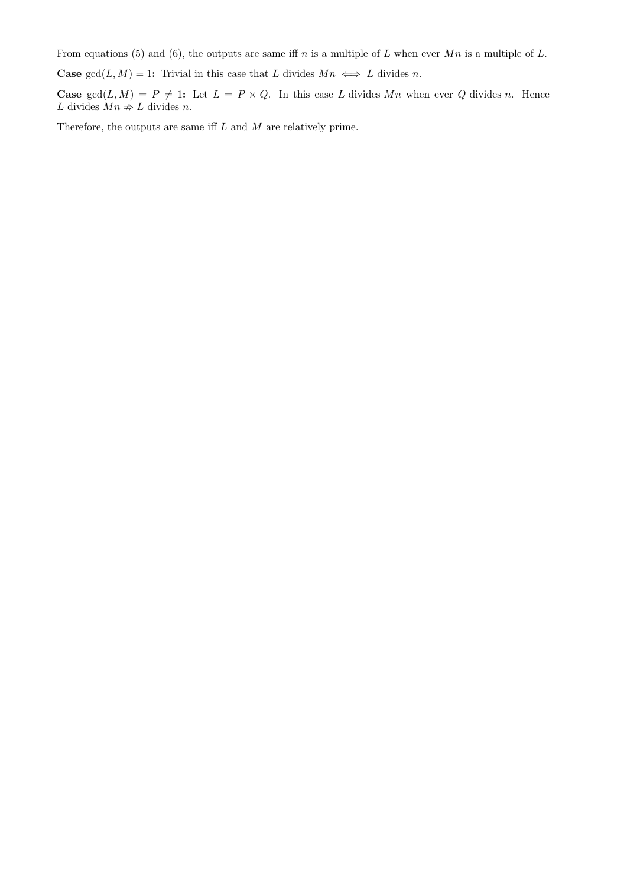From equations (5) and (6), the outputs are same iff $n$ is a multiple of $L$ when ever $Mn$ is a multiple of $L$.

**Case** $\gcd(L, M) = 1$**:** Trivial in this case that $L$ divides $Mn \iff L$ divides $n$.

**Case** $\gcd(L, M) = P \neq 1$**:** Let $L = P \times Q$. In this case $L$ divides $Mn$ when ever $Q$ divides $n$. Hence $L$ divides $Mn \not\Rightarrow L$ divides $n$.

Therefore, the outputs are same iff $L$ and $M$ are relatively prime.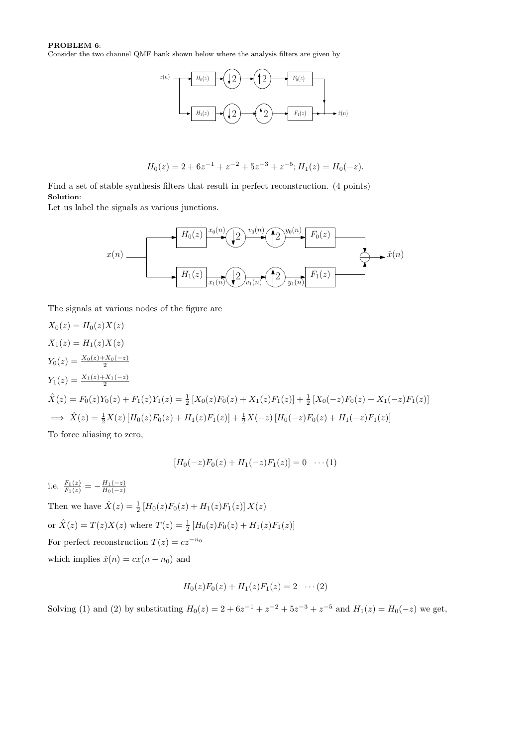**PROBLEM 6**:
Consider the two channel QMF bank shown below where the analysis filters are given by

$$H_0(z) = 2 + 6z^{-1} + z^{-2} + 5z^{-3} + z^{-5}; H_1(z) = H_0(-z).$$

Find a set of stable synthesis filters that result in perfect reconstruction. (4 points)

**Solution**:

Let us label the signals as various junctions.

The signals at various nodes of the figure are

$X_0(z) = H_0(z)X(z)$

$X_1(z) = H_1(z)X(z)$

$Y_0(z) = \frac{X_0(z)+X_0(-z)}{2}$

$Y_1(z) = \frac{X_1(z)+X_1(-z)}{2}$

$\hat{X}(z) = F_0(z)Y_0(z) + F_1(z)Y_1(z) = \frac{1}{2}\left[X_0(z)F_0(z) + X_1(z)F_1(z)\right] + \frac{1}{2}\left[X_0(-z)F_0(z) + X_1(-z)F_1(z)\right]$

$\implies \hat{X}(z) = \frac{1}{2}X(z)\left[H_0(z)F_0(z) + H_1(z)F_1(z)\right] + \frac{1}{2}X(-z)\left[H_0(-z)F_0(z) + H_1(-z)F_1(z)\right]$

To force aliasing to zero,

$$\left[H_0(-z)F_0(z) + H_1(-z)F_1(z)\right] = 0 \quad \cdots (1)$$

i.e. $\frac{F_0(z)}{F_1(z)} = -\frac{H_1(-z)}{H_0(-z)}$

Then we have $\hat{X}(z) = \frac{1}{2}\left[H_0(z)F_0(z) + H_1(z)F_1(z)\right]X(z)$

or $\hat{X}(z) = T(z)X(z)$ where $T(z) = \frac{1}{2}\left[H_0(z)F_0(z) + H_1(z)F_1(z)\right]$

For perfect reconstruction $T(z) = cz^{-n_0}$

which implies $\hat{x}(n) = cx(n - n_0)$ and

$$H_0(z)F_0(z) + H_1(z)F_1(z) = 2 \quad \cdots (2)$$

Solving (1) and (2) by substituting $H_0(z) = 2 + 6z^{-1} + z^{-2} + 5z^{-3} + z^{-5}$ and $H_1(z) = H_0(-z)$ we get,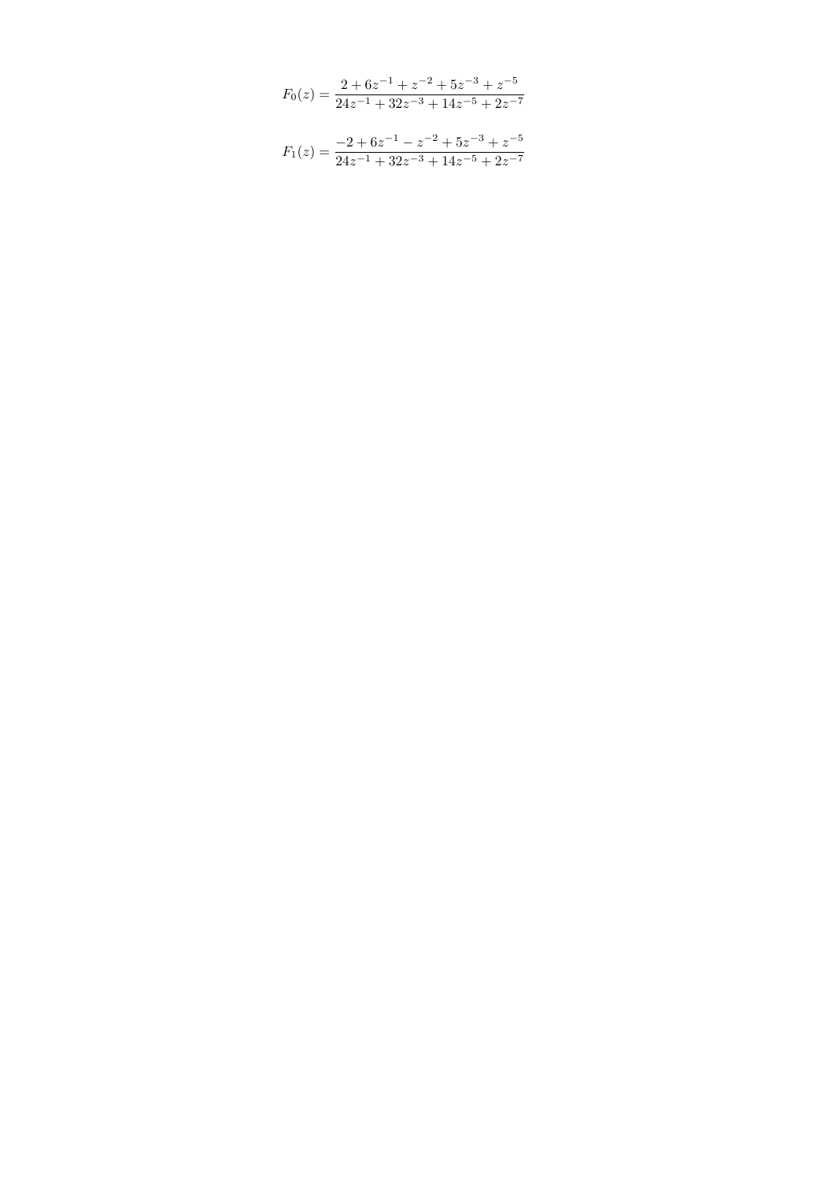$$F_0(z) = \frac{2 + 6z^{-1} + z^{-2} + 5z^{-3} + z^{-5}}{24z^{-1} + 32z^{-3} + 14z^{-5} + 2z^{-7}}$$

$$F_1(z) = \frac{-2 + 6z^{-1} - z^{-2} + 5z^{-3} + z^{-5}}{24z^{-1} + 32z^{-3} + 14z^{-5} + 2z^{-7}}$$